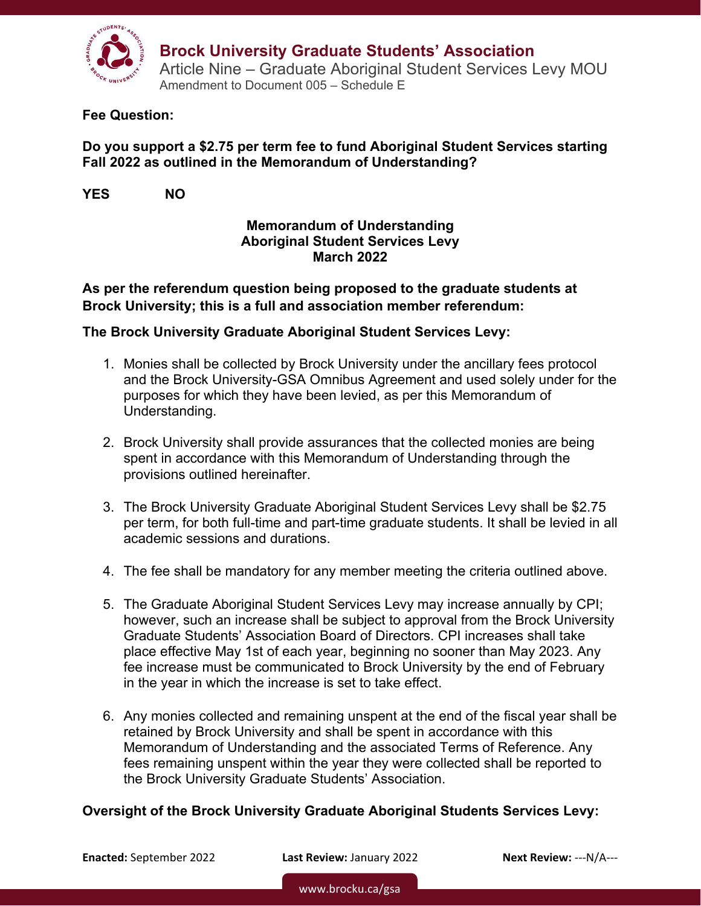# Brock University Graduate Students' Association

Article Nine – Graduate Aboriginal Student Services Levy MOU
Amendment to Document 005 – Schedule E

**Fee Question:**

**Do you support a $2.75 per term fee to fund Aboriginal Student Services starting Fall 2022 as outlined in the Memorandum of Understanding?**

**YES NO**

**Memorandum of Understanding**
**Aboriginal Student Services Levy**
**March 2022**

**As per the referendum question being proposed to the graduate students at Brock University; this is a full and association member referendum:**

**The Brock University Graduate Aboriginal Student Services Levy:**

1. Monies shall be collected by Brock University under the ancillary fees protocol and the Brock University-GSA Omnibus Agreement and used solely under for the purposes for which they have been levied, as per this Memorandum of Understanding.

2. Brock University shall provide assurances that the collected monies are being spent in accordance with this Memorandum of Understanding through the provisions outlined hereinafter.

3. The Brock University Graduate Aboriginal Student Services Levy shall be $2.75 per term, for both full-time and part-time graduate students. It shall be levied in all academic sessions and durations.

4. The fee shall be mandatory for any member meeting the criteria outlined above.

5. The Graduate Aboriginal Student Services Levy may increase annually by CPI; however, such an increase shall be subject to approval from the Brock University Graduate Students' Association Board of Directors. CPI increases shall take place effective May 1st of each year, beginning no sooner than May 2023. Any fee increase must be communicated to Brock University by the end of February in the year in which the increase is set to take effect.

6. Any monies collected and remaining unspent at the end of the fiscal year shall be retained by Brock University and shall be spent in accordance with this Memorandum of Understanding and the associated Terms of Reference. Any fees remaining unspent within the year they were collected shall be reported to the Brock University Graduate Students' Association.

**Oversight of the Brock University Graduate Aboriginal Students Services Levy:**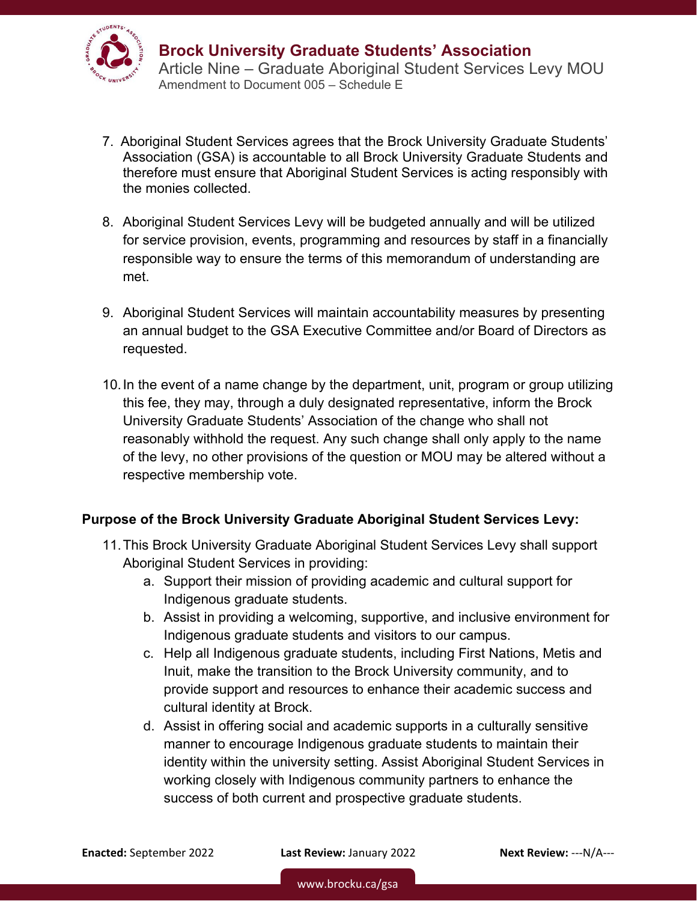7. Aboriginal Student Services agrees that the Brock University Graduate Students' Association (GSA) is accountable to all Brock University Graduate Students and therefore must ensure that Aboriginal Student Services is acting responsibly with the monies collected.

8. Aboriginal Student Services Levy will be budgeted annually and will be utilized for service provision, events, programming and resources by staff in a financially responsible way to ensure the terms of this memorandum of understanding are met.

9. Aboriginal Student Services will maintain accountability measures by presenting an annual budget to the GSA Executive Committee and/or Board of Directors as requested.

10. In the event of a name change by the department, unit, program or group utilizing this fee, they may, through a duly designated representative, inform the Brock University Graduate Students' Association of the change who shall not reasonably withhold the request. Any such change shall only apply to the name of the levy, no other provisions of the question or MOU may be altered without a respective membership vote.

**Purpose of the Brock University Graduate Aboriginal Student Services Levy:**

11. This Brock University Graduate Aboriginal Student Services Levy shall support Aboriginal Student Services in providing:
    a. Support their mission of providing academic and cultural support for Indigenous graduate students.
    b. Assist in providing a welcoming, supportive, and inclusive environment for Indigenous graduate students and visitors to our campus.
    c. Help all Indigenous graduate students, including First Nations, Metis and Inuit, make the transition to the Brock University community, and to provide support and resources to enhance their academic success and cultural identity at Brock.
    d. Assist in offering social and academic supports in a culturally sensitive manner to encourage Indigenous graduate students to maintain their identity within the university setting. Assist Aboriginal Student Services in working closely with Indigenous community partners to enhance the success of both current and prospective graduate students.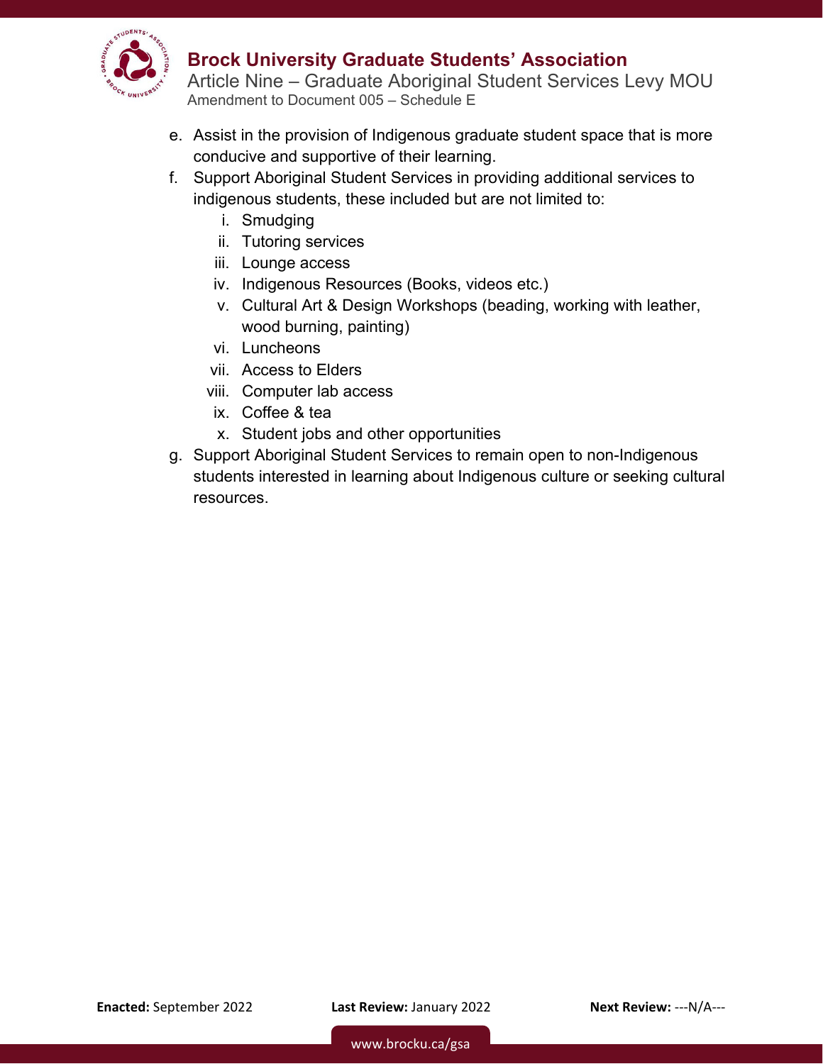e. Assist in the provision of Indigenous graduate student space that is more conducive and supportive of their learning.

f. Support Aboriginal Student Services in providing additional services to indigenous students, these included but are not limited to:

   i. Smudging
   ii. Tutoring services
   iii. Lounge access
   iv. Indigenous Resources (Books, videos etc.)
   v. Cultural Art & Design Workshops (beading, working with leather, wood burning, painting)
   vi. Luncheons
   vii. Access to Elders
   viii. Computer lab access
   ix. Coffee & tea
   x. Student jobs and other opportunities

g. Support Aboriginal Student Services to remain open to non-Indigenous students interested in learning about Indigenous culture or seeking cultural resources.